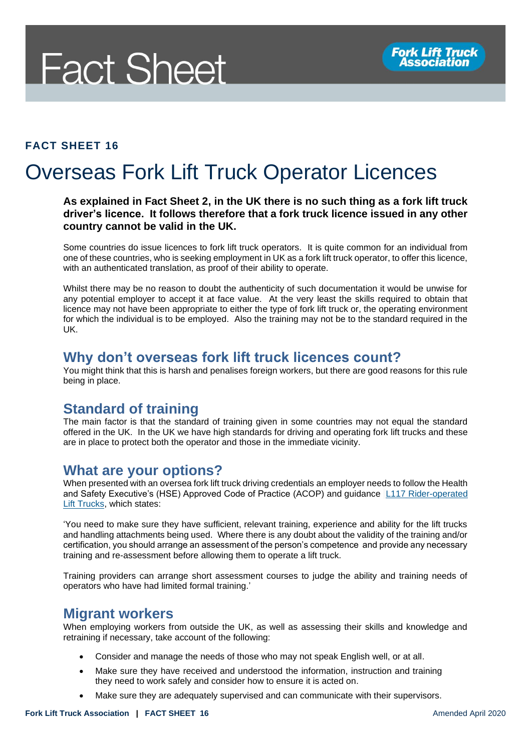# Fact Sheet

**Fork Lift Truck Association**

**FACT SHEET 16**

# Overseas Fork Lift Truck Operator Licences

**As explained in Fact Sheet 2, in the UK there is no such thing as a fork lift truck driver's licence. It follows therefore that a fork truck licence issued in any other country cannot be valid in the UK.**

Some countries do issue licences to fork lift truck operators. It is quite common for an individual from one of these countries, who is seeking employment in UK as a fork lift truck operator, to offer this licence, with an authenticated translation, as proof of their ability to operate.

Whilst there may be no reason to doubt the authenticity of such documentation it would be unwise for any potential employer to accept it at face value. At the very least the skills required to obtain that licence may not have been appropriate to either the type of fork lift truck or, the operating environment for which the individual is to be employed. Also the training may not be to the standard required in the UK.

## Why don't overseas fork lift truck licences count?

You might think that this is harsh and penalises foreign workers, but there are good reasons for this rule being in place.

## Standard of training

The main factor is that the standard of training given in some countries may not equal the standard offered in the UK. In the UK we have high standards for driving and operating fork lift trucks and these are in place to protect both the operator and those in the immediate vicinity.

## What are your options?

When presented with an oversea fork lift truck driving credentials an employer needs to follow the Health and Safety Executive's (HSE) Approved Code of Practice (ACOP) and guidance L117 Rider-operated Lift Trucks, which states:

'You need to make sure they have sufficient, relevant training, experience and ability for the lift trucks and handling attachments being used. Where there is any doubt about the validity of the training and/or certification, you should arrange an assessment of the person's competence and provide any necessary training and re-assessment before allowing them to operate a lift truck.

Training providers can arrange short assessment courses to judge the ability and training needs of operators who have had limited formal training.'

## Migrant workers

When employing workers from outside the UK, as well as assessing their skills and knowledge and retraining if necessary, take account of the following:

- Consider and manage the needs of those who may not speak English well, or at all.
- Make sure they have received and understood the information, instruction and training they need to work safely and consider how to ensure it is acted on.
- Make sure they are adequately supervised and can communicate with their supervisors.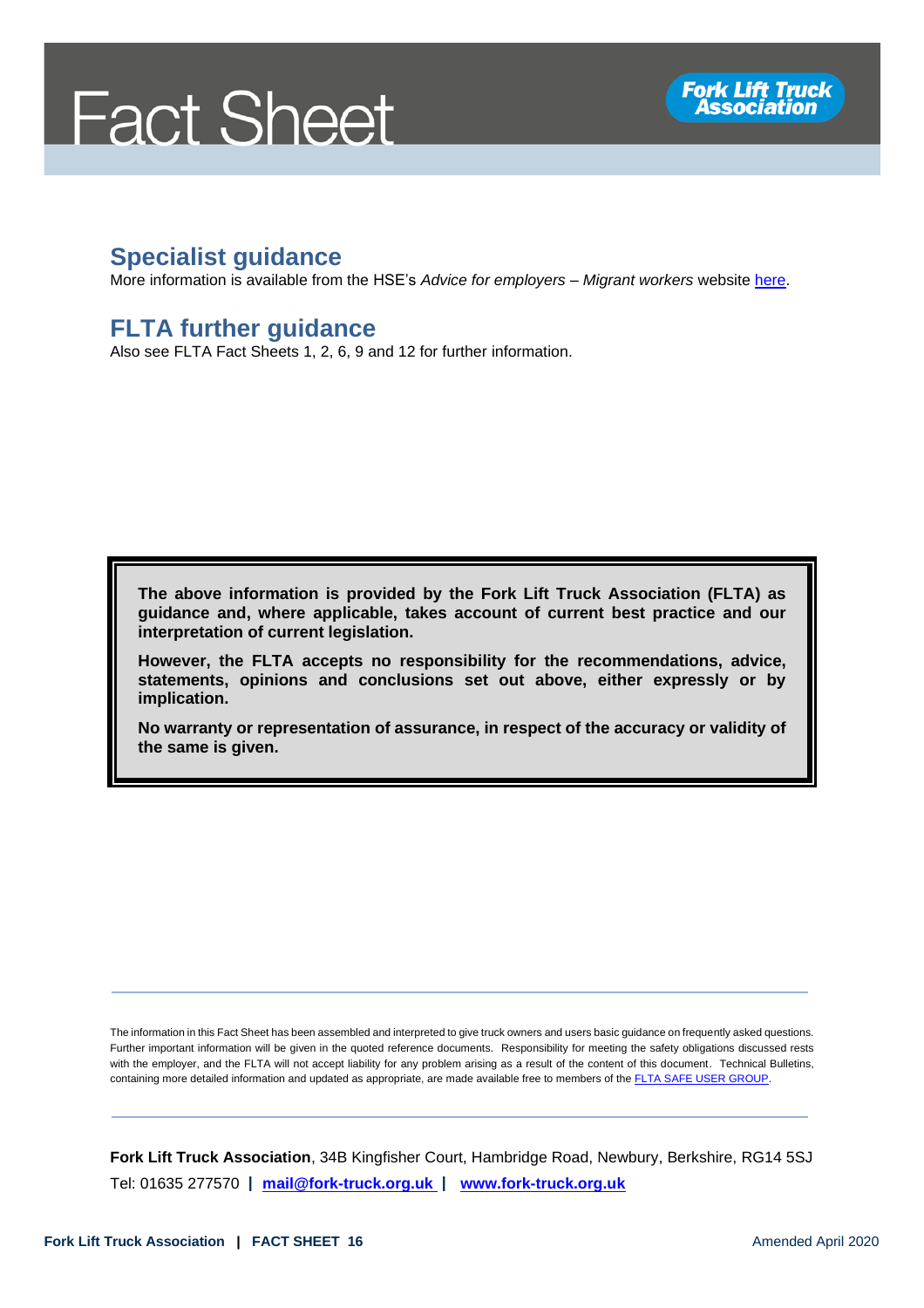## Specialist guidance

More information is available from the HSE's *Advice for employers – Migrant workers* website [here](#).

## FLTA further guidance

Also see FLTA Fact Sheets 1, 2, 6, 9 and 12 for further information.

**The above information is provided by the Fork Lift Truck Association (FLTA) as guidance and, where applicable, takes account of current best practice and our interpretation of current legislation.**

**However, the FLTA accepts no responsibility for the recommendations, advice, statements, opinions and conclusions set out above, either expressly or by implication.**

**No warranty or representation of assurance, in respect of the accuracy or validity of the same is given.**

---

The information in this Fact Sheet has been assembled and interpreted to give truck owners and users basic guidance on frequently asked questions. Further important information will be given in the quoted reference documents. Responsibility for meeting the safety obligations discussed rests with the employer, and the FLTA will not accept liability for any problem arising as a result of the content of this document. Technical Bulletins, containing more detailed information and updated as appropriate, are made available free to members of the [FLTA SAFE USER GROUP](#).

---

**Fork Lift Truck Association**, 34B Kingfisher Court, Hambridge Road, Newbury, Berkshire, RG14 5SJ
Tel: 01635 277570 | **mail@fork-truck.org.uk** | **www.fork-truck.org.uk**